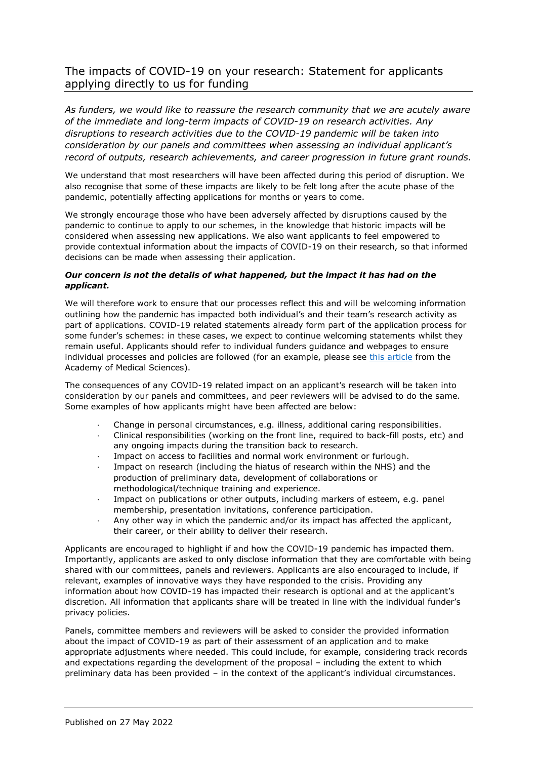# The impacts of COVID-19 on your research: Statement for applicants applying directly to us for funding

*As funders, we would like to reassure the research community that we are acutely aware of the immediate and long-term impacts of COVID-19 on research activities. Any disruptions to research activities due to the COVID-19 pandemic will be taken into consideration by our panels and committees when assessing an individual applicant's record of outputs, research achievements, and career progression in future grant rounds.*

We understand that most researchers will have been affected during this period of disruption. We also recognise that some of these impacts are likely to be felt long after the acute phase of the pandemic, potentially affecting applications for months or years to come.

We strongly encourage those who have been adversely affected by disruptions caused by the pandemic to continue to apply to our schemes, in the knowledge that historic impacts will be considered when assessing new applications. We also want applicants to feel empowered to provide contextual information about the impacts of COVID-19 on their research, so that informed decisions can be made when assessing their application.

***Our concern is not the details of what happened, but the impact it has had on the applicant.***

We will therefore work to ensure that our processes reflect this and will be welcoming information outlining how the pandemic has impacted both individual's and their team's research activity as part of applications. COVID-19 related statements already form part of the application process for some funder's schemes: in these cases, we expect to continue welcoming statements whilst they remain useful. Applicants should refer to individual funders guidance and webpages to ensure individual processes and policies are followed (for an example, please see [this article] from the Academy of Medical Sciences).

The consequences of any COVID-19 related impact on an applicant's research will be taken into consideration by our panels and committees, and peer reviewers will be advised to do the same. Some examples of how applicants might have been affected are below:

- Change in personal circumstances, e.g. illness, additional caring responsibilities.
- Clinical responsibilities (working on the front line, required to back-fill posts, etc) and any ongoing impacts during the transition back to research.
- Impact on access to facilities and normal work environment or furlough.
- Impact on research (including the hiatus of research within the NHS) and the production of preliminary data, development of collaborations or methodological/technique training and experience.
- Impact on publications or other outputs, including markers of esteem, e.g. panel membership, presentation invitations, conference participation.
- Any other way in which the pandemic and/or its impact has affected the applicant, their career, or their ability to deliver their research.

Applicants are encouraged to highlight if and how the COVID-19 pandemic has impacted them. Importantly, applicants are asked to only disclose information that they are comfortable with being shared with our committees, panels and reviewers. Applicants are also encouraged to include, if relevant, examples of innovative ways they have responded to the crisis. Providing any information about how COVID-19 has impacted their research is optional and at the applicant's discretion. All information that applicants share will be treated in line with the individual funder's privacy policies.

Panels, committee members and reviewers will be asked to consider the provided information about the impact of COVID-19 as part of their assessment of an application and to make appropriate adjustments where needed. This could include, for example, considering track records and expectations regarding the development of the proposal – including the extent to which preliminary data has been provided – in the context of the applicant's individual circumstances.

Published on 27 May 2022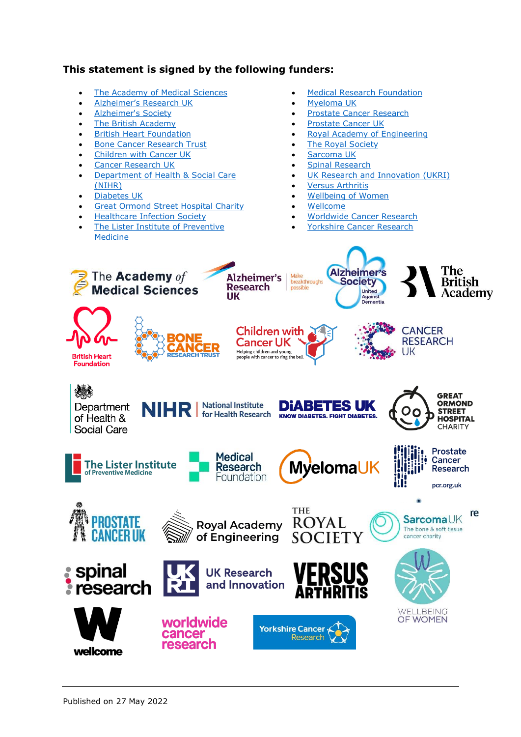**This statement is signed by the following funders:**

- The Academy of Medical Sciences
- Alzheimer's Research UK
- Alzheimer's Society
- The British Academy
- British Heart Foundation
- Bone Cancer Research Trust
- Children with Cancer UK
- Cancer Research UK
- Department of Health & Social Care (NIHR)
- Diabetes UK
- Great Ormond Street Hospital Charity
- Healthcare Infection Society
- The Lister Institute of Preventive Medicine
- Medical Research Foundation
- Myeloma UK
- Prostate Cancer Research
- Prostate Cancer UK
- Royal Academy of Engineering
- The Royal Society
- Sarcoma UK
- Spinal Research
- UK Research and Innovation (UKRI)
- Versus Arthritis
- Wellbeing of Women
- Wellcome
- Worldwide Cancer Research
- Yorkshire Cancer Research

Published on 27 May 2022